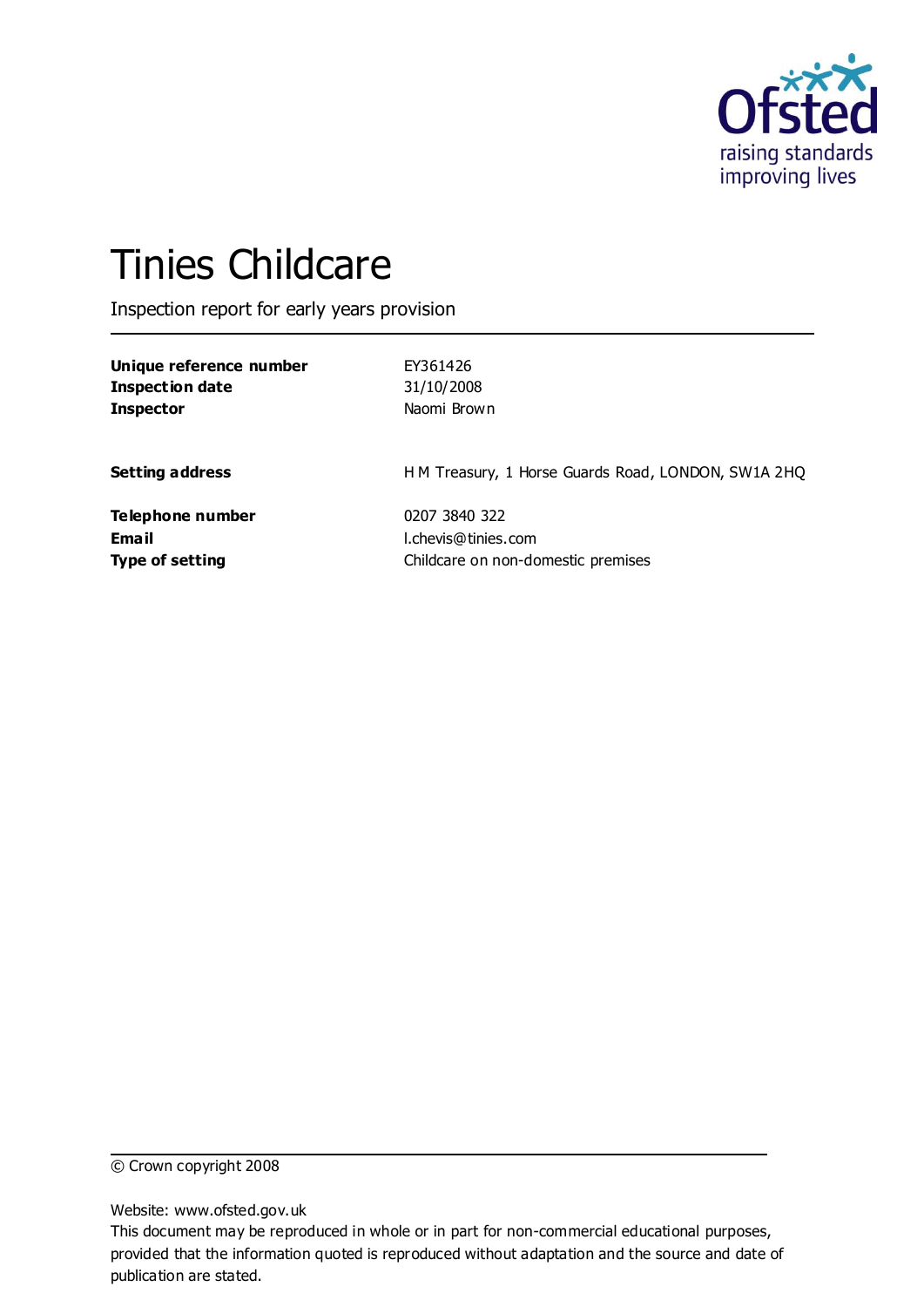Ofsted
raising standards
improving lives

# Tinies Childcare

Inspection report for early years provision

| | |
|---|---|
| **Unique reference number** | EY361426 |
| **Inspection date** | 31/10/2008 |
| **Inspector** | Naomi Brown |
| | |
| **Setting address** | H M Treasury, 1 Horse Guards Road, LONDON, SW1A 2HQ |
| | |
| **Telephone number** | 0207 3840 322 |
| **Email** | l.chevis@tinies.com |
| **Type of setting** | Childcare on non-domestic premises |

© Crown copyright 2008

Website: www.ofsted.gov.uk

This document may be reproduced in whole or in part for non-commercial educational purposes, provided that the information quoted is reproduced without adaptation and the source and date of publication are stated.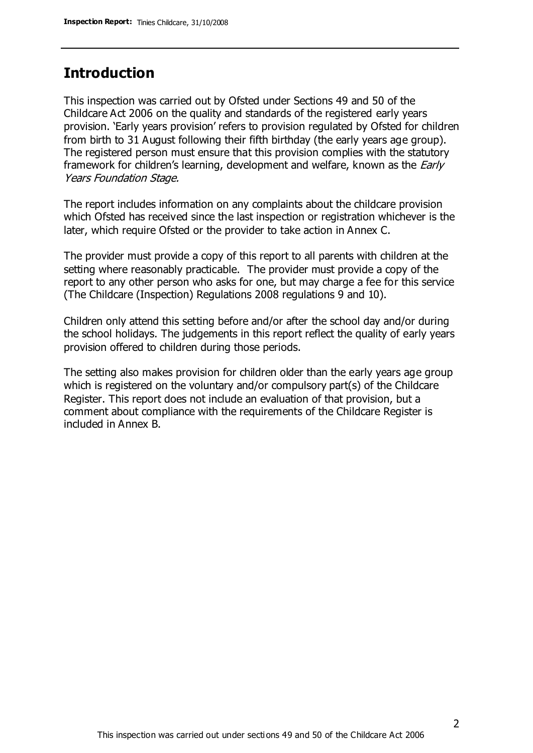## Introduction

This inspection was carried out by Ofsted under Sections 49 and 50 of the Childcare Act 2006 on the quality and standards of the registered early years provision. 'Early years provision' refers to provision regulated by Ofsted for children from birth to 31 August following their fifth birthday (the early years age group). The registered person must ensure that this provision complies with the statutory framework for children's learning, development and welfare, known as the *Early Years Foundation Stage.*

The report includes information on any complaints about the childcare provision which Ofsted has received since the last inspection or registration whichever is the later, which require Ofsted or the provider to take action in Annex C.

The provider must provide a copy of this report to all parents with children at the setting where reasonably practicable. The provider must provide a copy of the report to any other person who asks for one, but may charge a fee for this service (The Childcare (Inspection) Regulations 2008 regulations 9 and 10).

Children only attend this setting before and/or after the school day and/or during the school holidays. The judgements in this report reflect the quality of early years provision offered to children during those periods.

The setting also makes provision for children older than the early years age group which is registered on the voluntary and/or compulsory part(s) of the Childcare Register. This report does not include an evaluation of that provision, but a comment about compliance with the requirements of the Childcare Register is included in Annex B.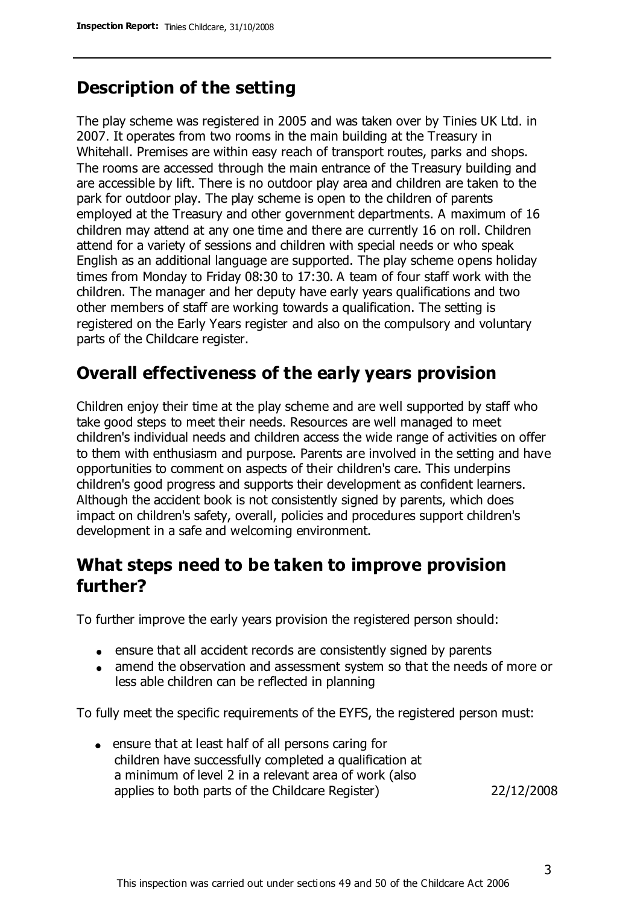## Description of the setting

The play scheme was registered in 2005 and was taken over by Tinies UK Ltd. in 2007. It operates from two rooms in the main building at the Treasury in Whitehall. Premises are within easy reach of transport routes, parks and shops. The rooms are accessed through the main entrance of the Treasury building and are accessible by lift. There is no outdoor play area and children are taken to the park for outdoor play. The play scheme is open to the children of parents employed at the Treasury and other government departments. A maximum of 16 children may attend at any one time and there are currently 16 on roll. Children attend for a variety of sessions and children with special needs or who speak English as an additional language are supported. The play scheme opens holiday times from Monday to Friday 08:30 to 17:30. A team of four staff work with the children. The manager and her deputy have early years qualifications and two other members of staff are working towards a qualification. The setting is registered on the Early Years register and also on the compulsory and voluntary parts of the Childcare register.

## Overall effectiveness of the early years provision

Children enjoy their time at the play scheme and are well supported by staff who take good steps to meet their needs. Resources are well managed to meet children's individual needs and children access the wide range of activities on offer to them with enthusiasm and purpose. Parents are involved in the setting and have opportunities to comment on aspects of their children's care. This underpins children's good progress and supports their development as confident learners. Although the accident book is not consistently signed by parents, which does impact on children's safety, overall, policies and procedures support children's development in a safe and welcoming environment.

## What steps need to be taken to improve provision further?

To further improve the early years provision the registered person should:

- ensure that all accident records are consistently signed by parents
- amend the observation and assessment system so that the needs of more or less able children can be reflected in planning

To fully meet the specific requirements of the EYFS, the registered person must:

| | |
|---|---|
| • ensure that at least half of all persons caring for children have successfully completed a qualification at a minimum of level 2 in a relevant area of work (also applies to both parts of the Childcare Register) | 22/12/2008 |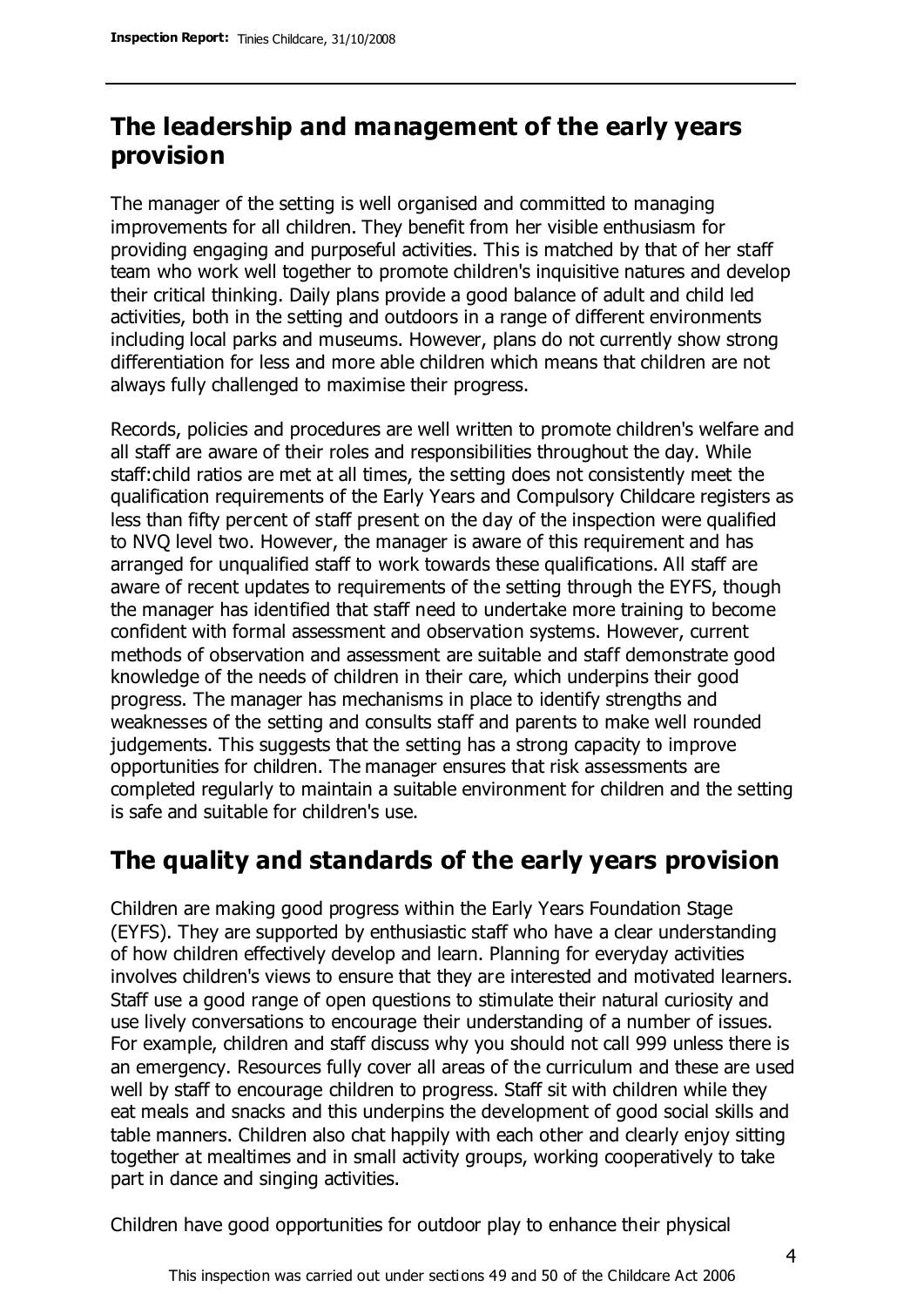## The leadership and management of the early years provision

The manager of the setting is well organised and committed to managing improvements for all children. They benefit from her visible enthusiasm for providing engaging and purposeful activities. This is matched by that of her staff team who work well together to promote children's inquisitive natures and develop their critical thinking. Daily plans provide a good balance of adult and child led activities, both in the setting and outdoors in a range of different environments including local parks and museums. However, plans do not currently show strong differentiation for less and more able children which means that children are not always fully challenged to maximise their progress.

Records, policies and procedures are well written to promote children's welfare and all staff are aware of their roles and responsibilities throughout the day. While staff:child ratios are met at all times, the setting does not consistently meet the qualification requirements of the Early Years and Compulsory Childcare registers as less than fifty percent of staff present on the day of the inspection were qualified to NVQ level two. However, the manager is aware of this requirement and has arranged for unqualified staff to work towards these qualifications. All staff are aware of recent updates to requirements of the setting through the EYFS, though the manager has identified that staff need to undertake more training to become confident with formal assessment and observation systems. However, current methods of observation and assessment are suitable and staff demonstrate good knowledge of the needs of children in their care, which underpins their good progress. The manager has mechanisms in place to identify strengths and weaknesses of the setting and consults staff and parents to make well rounded judgements. This suggests that the setting has a strong capacity to improve opportunities for children. The manager ensures that risk assessments are completed regularly to maintain a suitable environment for children and the setting is safe and suitable for children's use.

## The quality and standards of the early years provision

Children are making good progress within the Early Years Foundation Stage (EYFS). They are supported by enthusiastic staff who have a clear understanding of how children effectively develop and learn. Planning for everyday activities involves children's views to ensure that they are interested and motivated learners. Staff use a good range of open questions to stimulate their natural curiosity and use lively conversations to encourage their understanding of a number of issues. For example, children and staff discuss why you should not call 999 unless there is an emergency. Resources fully cover all areas of the curriculum and these are used well by staff to encourage children to progress. Staff sit with children while they eat meals and snacks and this underpins the development of good social skills and table manners. Children also chat happily with each other and clearly enjoy sitting together at mealtimes and in small activity groups, working cooperatively to take part in dance and singing activities.

Children have good opportunities for outdoor play to enhance their physical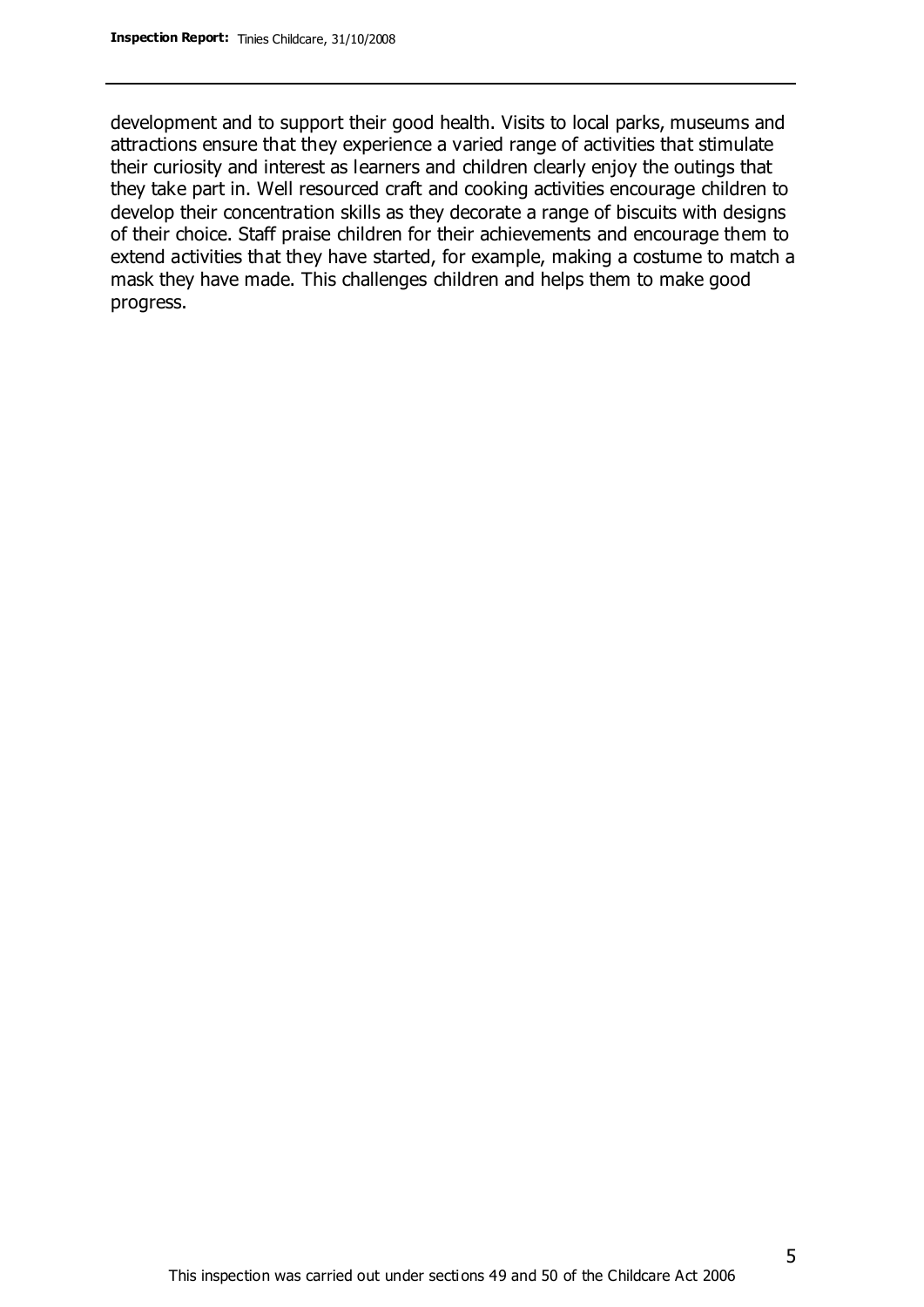development and to support their good health. Visits to local parks, museums and attractions ensure that they experience a varied range of activities that stimulate their curiosity and interest as learners and children clearly enjoy the outings that they take part in. Well resourced craft and cooking activities encourage children to develop their concentration skills as they decorate a range of biscuits with designs of their choice. Staff praise children for their achievements and encourage them to extend activities that they have started, for example, making a costume to match a mask they have made. This challenges children and helps them to make good progress.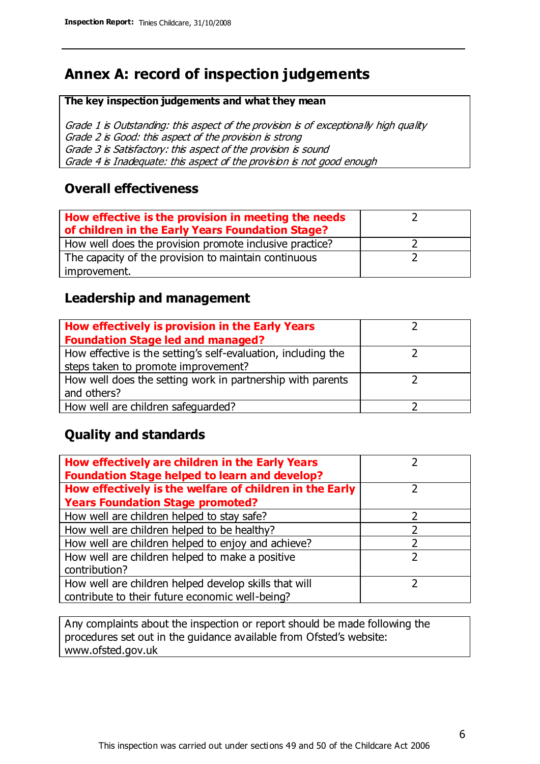# Annex A: record of inspection judgements

**The key inspection judgements and what they mean**

*Grade 1 is Outstanding: this aspect of the provision is of exceptionally high quality*
*Grade 2 is Good: this aspect of the provision is strong*
*Grade 3 is Satisfactory: this aspect of the provision is sound*
*Grade 4 is Inadequate: this aspect of the provision is not good enough*

## Overall effectiveness

| | |
|---|---|
| **How effective is the provision in meeting the needs of children in the Early Years Foundation Stage?** | 2 |
| How well does the provision promote inclusive practice? | 2 |
| The capacity of the provision to maintain continuous improvement. | 2 |

## Leadership and management

| | |
|---|---|
| **How effectively is provision in the Early Years Foundation Stage led and managed?** | 2 |
| How effective is the setting's self-evaluation, including the steps taken to promote improvement? | 2 |
| How well does the setting work in partnership with parents and others? | 2 |
| How well are children safeguarded? | 2 |

## Quality and standards

| | |
|---|---|
| **How effectively are children in the Early Years Foundation Stage helped to learn and develop?** | 2 |
| **How effectively is the welfare of children in the Early Years Foundation Stage promoted?** | 2 |
| How well are children helped to stay safe? | 2 |
| How well are children helped to be healthy? | 2 |
| How well are children helped to enjoy and achieve? | 2 |
| How well are children helped to make a positive contribution? | 2 |
| How well are children helped develop skills that will contribute to their future economic well-being? | 2 |

Any complaints about the inspection or report should be made following the procedures set out in the guidance available from Ofsted's website: www.ofsted.gov.uk

This inspection was carried out under sections 49 and 50 of the Childcare Act 2006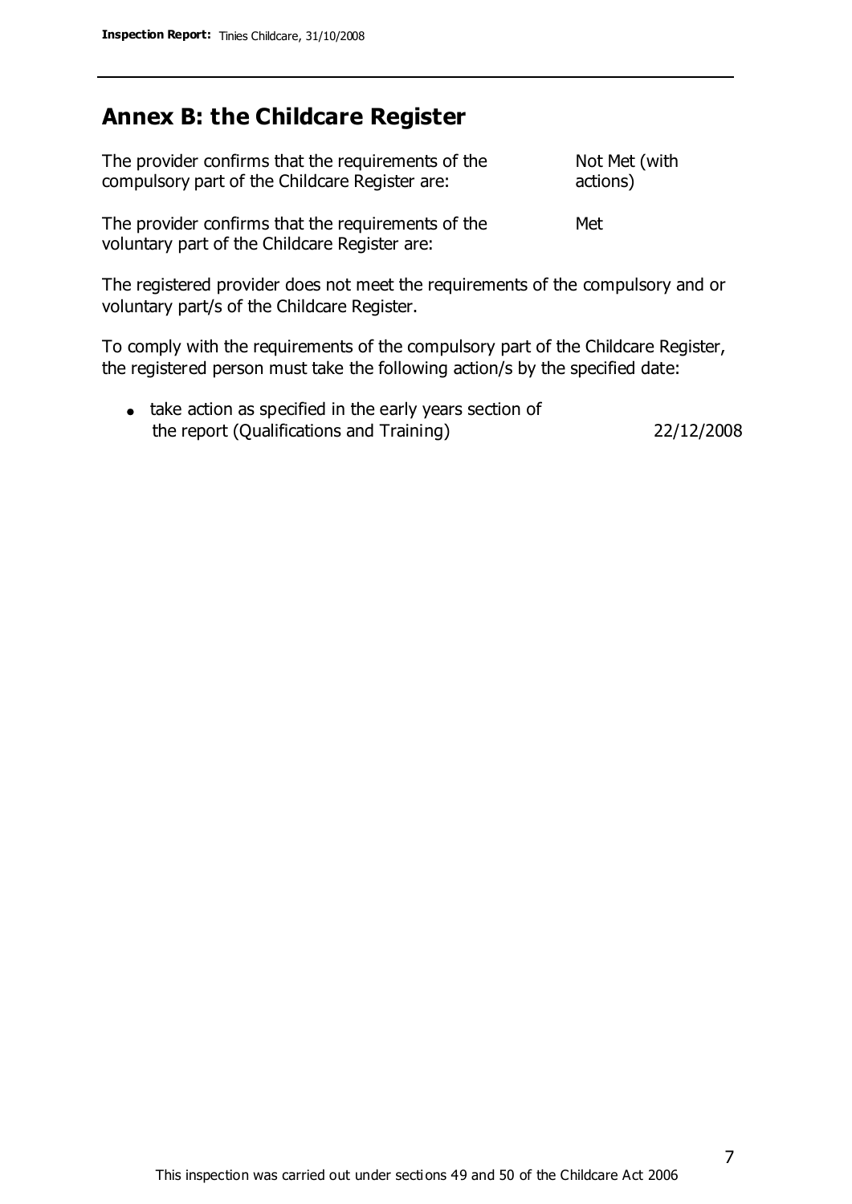## Annex B: the Childcare Register

| | |
|---|---|
| The provider confirms that the requirements of the compulsory part of the Childcare Register are: | Not Met (with actions) |
| The provider confirms that the requirements of the voluntary part of the Childcare Register are: | Met |

The registered provider does not meet the requirements of the compulsory and or voluntary part/s of the Childcare Register.

To comply with the requirements of the compulsory part of the Childcare Register, the registered person must take the following action/s by the specified date:

- take action as specified in the early years section of the report (Qualifications and Training) 22/12/2008

This inspection was carried out under sections 49 and 50 of the Childcare Act 2006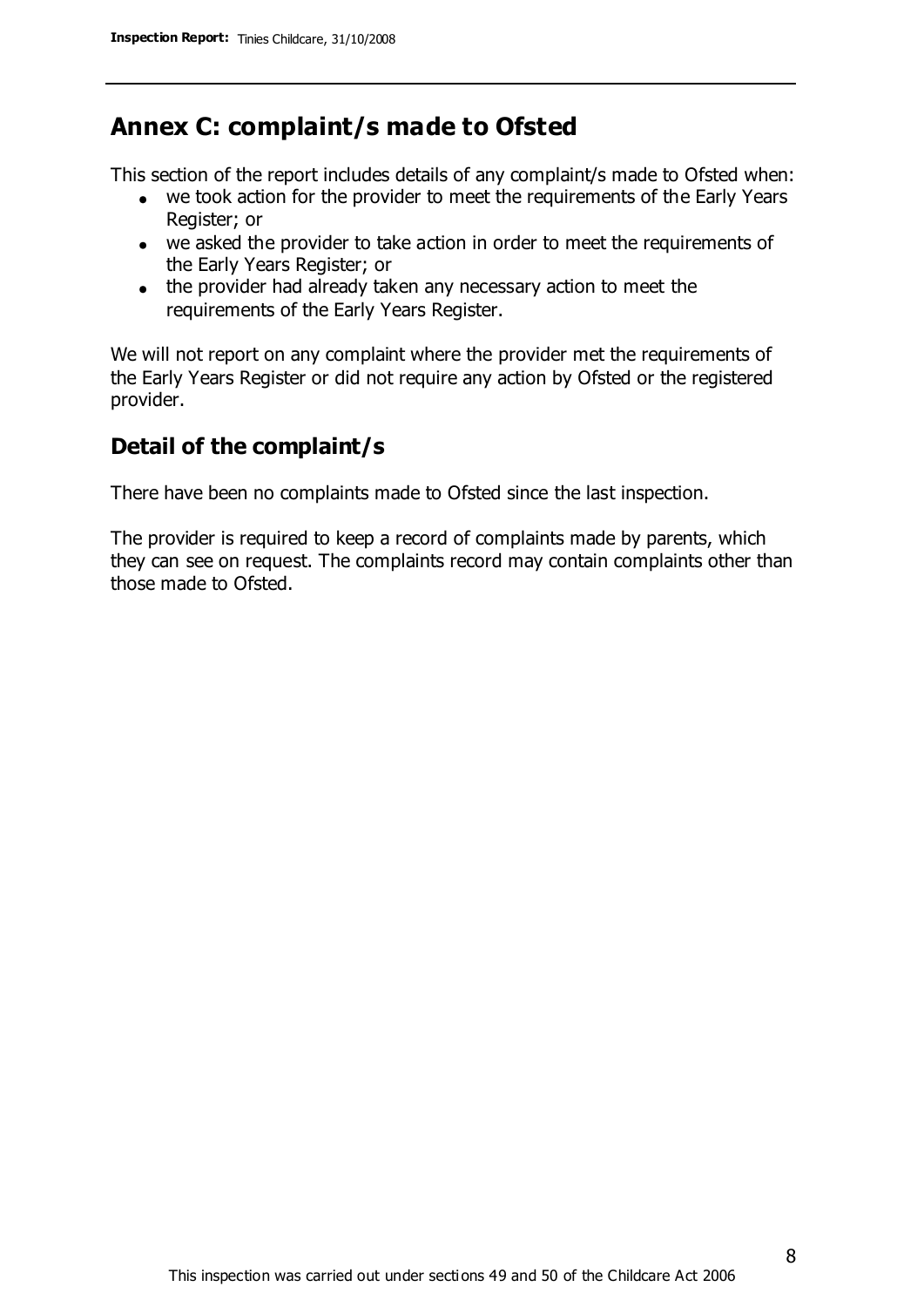## Annex C: complaint/s made to Ofsted

This section of the report includes details of any complaint/s made to Ofsted when:

- we took action for the provider to meet the requirements of the Early Years Register; or
- we asked the provider to take action in order to meet the requirements of the Early Years Register; or
- the provider had already taken any necessary action to meet the requirements of the Early Years Register.

We will not report on any complaint where the provider met the requirements of the Early Years Register or did not require any action by Ofsted or the registered provider.

### Detail of the complaint/s

There have been no complaints made to Ofsted since the last inspection.

The provider is required to keep a record of complaints made by parents, which they can see on request. The complaints record may contain complaints other than those made to Ofsted.